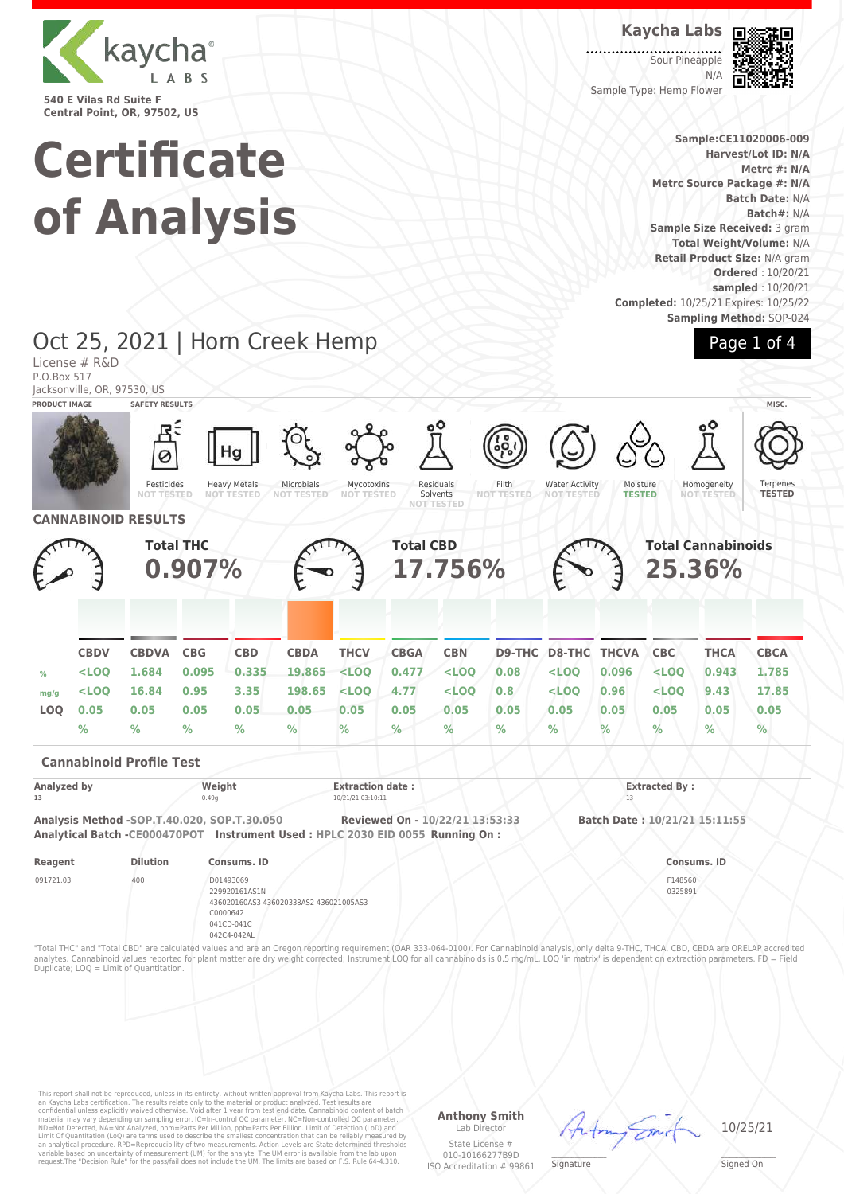kaycha LABS

540 E Vilas Rd Suite F
Central Point, OR, 97502, US

# Certificate of Analysis

**Kaycha Labs**

Sour Pineapple
N/A
Sample Type: Hemp Flower

**Sample:CE11020006-009**
**Harvest/Lot ID: N/A**
**Metrc #: N/A**
**Metrc Source Package #: N/A**
**Batch Date:** N/A
**Batch#:** N/A
**Sample Size Received:** 3 gram
**Total Weight/Volume:** N/A
**Retail Product Size:** N/A gram
**Ordered** : 10/20/21
**sampled** : 10/20/21
**Completed:** 10/25/21 Expires: 10/25/22
**Sampling Method:** SOP-024

## Oct 25, 2021 | Horn Creek Hemp

License # R&D
P.O.Box 517
Jacksonville, OR, 97530, US

PRODUCT IMAGE | SAFETY RESULTS | MISC.

| Pesticides | Heavy Metals | Microbials | Mycotoxins | Residuals Solvents | Filth | Water Activity | Moisture | Homogeneity | Terpenes |
|---|---|---|---|---|---|---|---|---|---|
| NOT TESTED | NOT TESTED | NOT TESTED | NOT TESTED | NOT TESTED | NOT TESTED | NOT TESTED | TESTED | NOT TESTED | TESTED |

## CANNABINOID RESULTS

**Total THC** 0.907%

**Total CBD** 17.756%

**Total Cannabinoids** 25.36%

| | CBDV | CBDVA | CBG | CBD | CBDA | THCV | CBGA | CBN | D9-THC | D8-THC | THCVA | CBC | THCA | CBCA |
|---|---|---|---|---|---|---|---|---|---|---|---|---|---|---|
| % | <LOQ | 1.684 | 0.095 | 0.335 | 19.865 | <LOQ | 0.477 | <LOQ | 0.08 | <LOQ | 0.096 | <LOQ | 0.943 | 1.785 |
| mg/g | <LOQ | 16.84 | 0.95 | 3.35 | 198.65 | <LOQ | 4.77 | <LOQ | 0.8 | <LOQ | 0.96 | <LOQ | 9.43 | 17.85 |
| LOQ | 0.05 | 0.05 | 0.05 | 0.05 | 0.05 | 0.05 | 0.05 | 0.05 | 0.05 | 0.05 | 0.05 | 0.05 | 0.05 | 0.05 |
| | % | % | % | % | % | % | % | % | % | % | % | % | % | % |

### Cannabinoid Profile Test

| Analyzed by | Weight | Extraction date : | Extracted By : |
|---|---|---|---|
| 13 | 0.49g | 10/21/21 03:10:11 | 13 |

**Analysis Method -SOP.T.40.020, SOP.T.30.050** **Reviewed On - 10/22/21 13:53:33** **Batch Date : 10/21/21 15:11:55**
**Analytical Batch -CE000470POT** **Instrument Used : HPLC 2030 EID 0055** **Running On :**

| Reagent | Dilution | Consums. ID | Consums. ID |
|---|---|---|---|
| 091721.03 | 400 | D01493069<br>229920161AS1N<br>436020160AS3 436020338AS2 436021005AS3<br>C0000642<br>041CD-041C<br>042C4-042AL | F148560<br>0325891 |

"Total THC" and "Total CBD" are calculated values and are an Oregon reporting requirement (OAR 333-064-0100). For Cannabinoid analysis, only delta 9-THC, THCA, CBD, CBDA are ORELAP accredited analytes. Cannabinoid values reported for plant matter are dry weight corrected; Instrument LOQ for all cannabinoids is 0.5 mg/mL, LOQ 'in matrix' is dependent on extraction parameters. FD = Field Duplicate; LOQ = Limit of Quantitation.

This report shall not be reproduced, unless in its entirety, without written approval from Kaycha Labs. This report is an Kaycha Labs certification. The results relate only to the material or product analyzed. Test results are confidential unless explicitly waived otherwise. Void after 1 year from test end date. Cannabinoid content of batch material may vary depending on sampling error. IC=In-control QC parameter, NC=Non-controlled QC parameter, ND=Not Detected, NA=Not Analyzed, ppm=Parts Per Million, ppb=Parts Per Billion. Limit of Detection (LoD) and Limit Of Quantitation (LoQ) are terms used to describe the smallest concentration that can be reliably measured by an analytical procedure. RPD=Reproducibility of two measurements. Action Levels are State determined thresholds variable based on uncertainty of measurement (UM) for the analyte. The UM error is available from the lab upon request.The "Decision Rule" for the pass/fail does not include the UM. The limits are based on F.S. Rule 64-4.310.

**Anthony Smith**
Lab Director
State License # 010-10166277B9D
ISO Accreditation # 99861

Signature

10/25/21
Signed On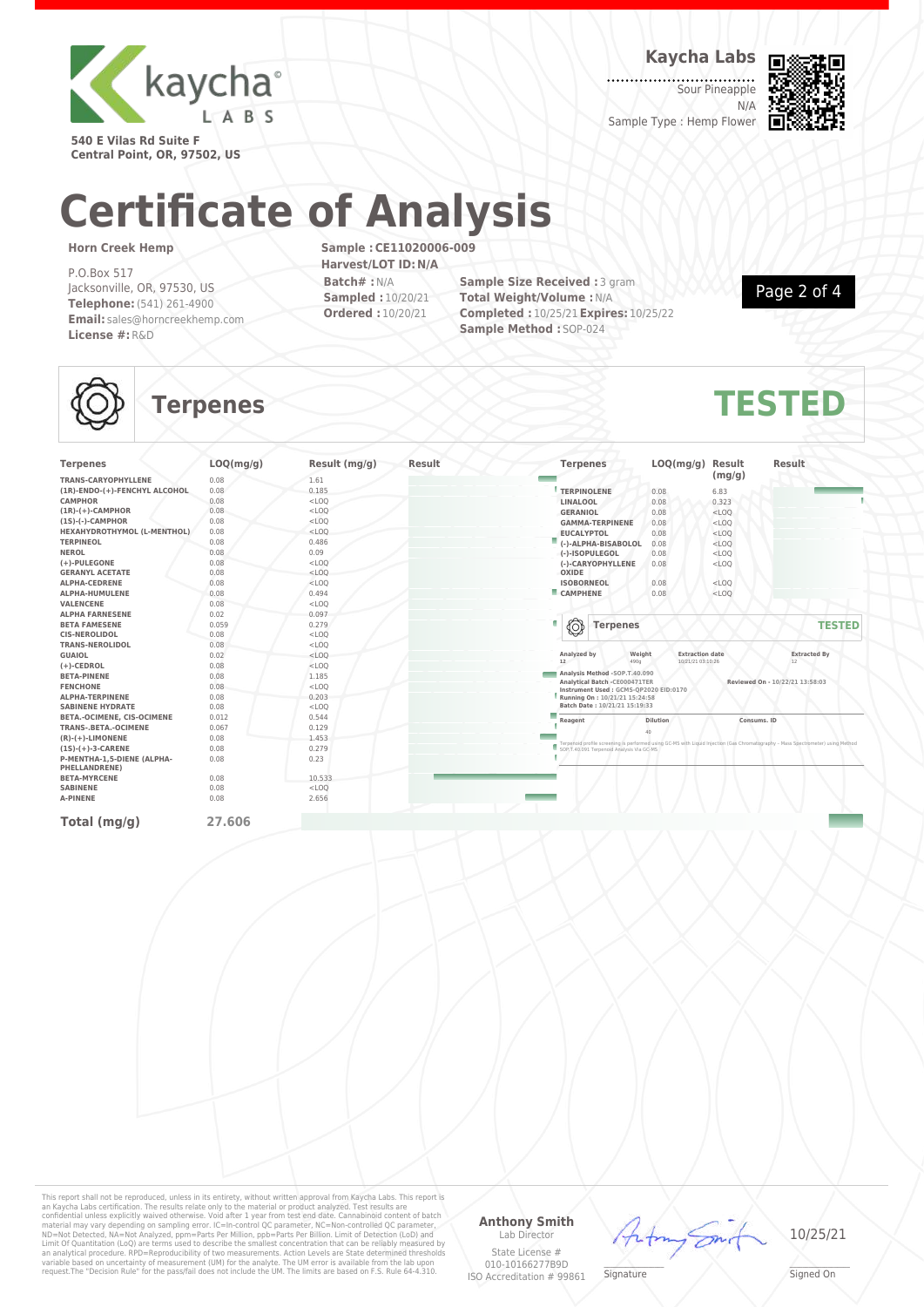Kaycha Labs

540 E Vilas Rd Suite F
Central Point, OR, 97502, US

**Kaycha Labs**

Sour Pineapple
N/A
Sample Type : Hemp Flower

# Certificate of Analysis

**Horn Creek Hemp**

P.O.Box 517
Jacksonville, OR, 97530, US
**Telephone:** (541) 261-4900
**Email:** sales@horncreekhemp.com
**License #:** R&D

**Sample : CE11020006-009**
**Harvest/LOT ID: N/A**
**Batch# :** N/A
**Sampled :** 10/20/21
**Ordered :** 10/20/21

**Sample Size Received :** 3 gram
**Total Weight/Volume :** N/A
**Completed :** 10/25/21 **Expires:** 10/25/22
**Sample Method :** SOP-024

## Terpenes — TESTED

| Terpenes | LOQ(mg/g) | Result (mg/g) |
|---|---|---|
| TRANS-CARYOPHYLLENE | 0.08 | 1.61 |
| (1R)-ENDO-(+)-FENCHYL ALCOHOL | 0.08 | 0.185 |
| CAMPHOR | 0.08 | <LOQ |
| (1R)-(+)-CAMPHOR | 0.08 | <LOQ |
| (1S)-(-)-CAMPHOR | 0.08 | <LOQ |
| HEXAHYDROTHYMOL (L-MENTHOL) | 0.08 | <LOQ |
| TERPINEOL | 0.08 | 0.486 |
| NEROL | 0.08 | 0.09 |
| (+)-PULEGONE | 0.08 | <LOQ |
| GERANYL ACETATE | 0.08 | <LOQ |
| ALPHA-CEDRENE | 0.08 | <LOQ |
| ALPHA-HUMULENE | 0.08 | 0.494 |
| VALENCENE | 0.08 | <LOQ |
| ALPHA FARNESENE | 0.02 | 0.097 |
| BETA FAMESENE | 0.059 | 0.279 |
| CIS-NEROLIDOL | 0.08 | <LOQ |
| TRANS-NEROLIDOL | 0.08 | <LOQ |
| GUAIOL | 0.02 | <LOQ |
| (+)-CEDROL | 0.08 | <LOQ |
| BETA-PINENE | 0.08 | 1.185 |
| FENCHONE | 0.08 | <LOQ |
| ALPHA-TERPINENE | 0.08 | 0.203 |
| SABINENE HYDRATE | 0.08 | <LOQ |
| BETA.-OCIMENE, CIS-OCIMENE | 0.012 | 0.544 |
| TRANS-.BETA.-OCIMENE | 0.067 | 0.129 |
| (R)-(+)-LIMONENE | 0.08 | 1.453 |
| (1S)-(+)-3-CARENE | 0.08 | 0.279 |
| P-MENTHA-1,5-DIENE (ALPHA-PHELLANDRENE) | 0.08 | 0.23 |
| BETA-MYRCENE | 0.08 | 10.533 |
| SABINENE | 0.08 | <LOQ |
| A-PINENE | 0.08 | 2.656 |
| TERPINOLENE | 0.08 | 6.83 |
| LINALOOL | 0.08 | 0.323 |
| GERANIOL | 0.08 | <LOQ |
| GAMMA-TERPINENE | 0.08 | <LOQ |
| EUCALYPTOL | 0.08 | <LOQ |
| (-)-ALPHA-BISABOLOL | 0.08 | <LOQ |
| (-)-ISOPULEGOL | 0.08 | <LOQ |
| (-)-CARYOPHYLLENE OXIDE | 0.08 | <LOQ |
| ISOBORNEOL | 0.08 | <LOQ |
| CAMPHENE | 0.08 | <LOQ |
| **Total (mg/g)** | **27.606** | |

### Terpenes — TESTED

| Analyzed by | Weight | Extraction date | Extracted By |
|---|---|---|---|
| 12 | 490g | 10/21/21 03:10:26 | 12 |

Analysis Method -SOP.T.40.090
Analytical Batch -CE000471TER
Instrument Used : GCMS-QP2020 EID:0170
Running On : 10/21/21 15:24:58
Batch Date : 10/21/21 15:19:33

Reviewed On - 10/22/21 13:58:03

| Reagent | Dilution | Consums. ID |
|---|---|---|
| | 40 | |

Terpenoid profile screening is performed using GC-MS with Liquid Injection (Gas Chromatography - Mass Spectrometer) using Method SOP.T.40.091 Terpenoid Analysis Via GC-MS.

This report shall not be reproduced, unless in its entirety, without written approval from Kaycha Labs. This report is an Kaycha Labs certification. The results relate only to the material or product analyzed. Test results are confidential unless explicitly waived otherwise. Void after 1 year from test end date. Cannabinoid content of batch material may vary depending on sampling error. IC=In-control QC parameter, NC=Non-controlled QC parameter, ND=Not Detected, NA=Not Analyzed, ppm=Parts Per Million, ppb=Parts Per Billion. Limit of Detection (LoD) and Limit Of Quantitation (LoQ) are terms used to describe the smallest concentration that can be reliably measured by an analytical procedure. RPD=Reproducibility of two measurements. Action Levels are State determined thresholds variable based on uncertainty of measurement (UM) for the analyte. The UM error is available from the lab upon request.The "Decision Rule" for the pass/fail does not include the UM. The limits are based on F.S. Rule 64-4.310.

**Anthony Smith**
Lab Director
State License #
010-10166277B9D
ISO Accreditation # 99861

Signature

10/25/21
Signed On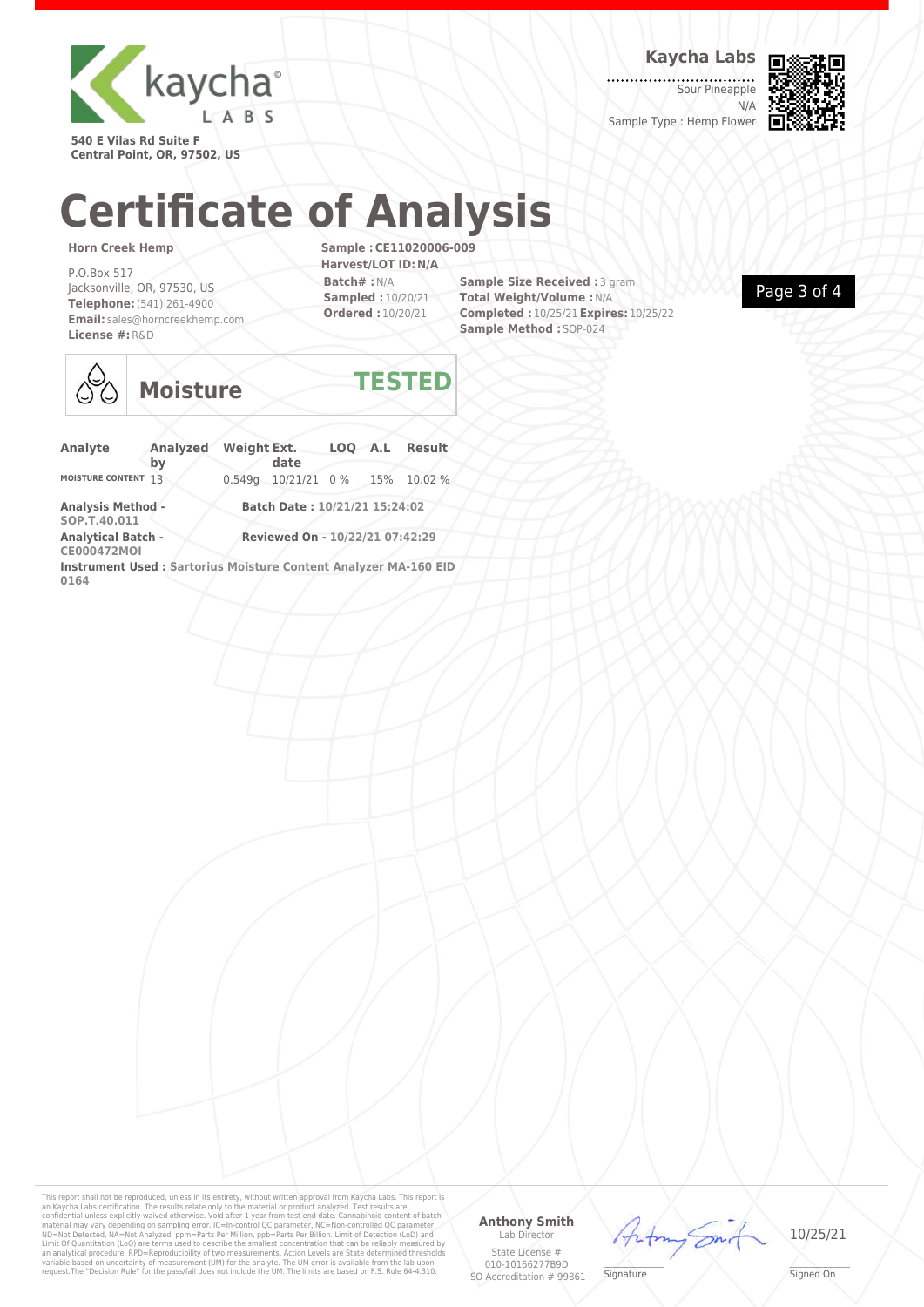**540 E Vilas Rd Suite F**
**Central Point, OR, 97502, US**

**Kaycha Labs**

Sour Pineapple
N/A
Sample Type : Hemp Flower

# Certificate of Analysis

**Horn Creek Hemp**

P.O.Box 517
Jacksonville, OR, 97530, US
**Telephone:** (541) 261-4900
**Email:** sales@horncreekhemp.com
**License #:** R&D

**Sample : CE11020006-009**
**Harvest/LOT ID: N/A**
**Batch# :** N/A
**Sampled :** 10/20/21
**Ordered :** 10/20/21

**Sample Size Received :** 3 gram
**Total Weight/Volume :** N/A
**Completed :** 10/25/21 **Expires:** 10/25/22
**Sample Method :** SOP-024

## Moisture — TESTED

| Analyte | Analyzed by | Weight | Ext. date | LOQ | A.L | Result |
|---|---|---|---|---|---|---|
| MOISTURE CONTENT | 13 | 0.549g | 10/21/21 | 0 % | 15% | 10.02 % |

**Analysis Method -** SOP.T.40.011
**Batch Date :** 10/21/21 15:24:02
**Analytical Batch -** CE000472MOI
**Reviewed On -** 10/22/21 07:42:29
**Instrument Used :** Sartorius Moisture Content Analyzer MA-160 EID 0164

This report shall not be reproduced, unless in its entirety, without written approval from Kaycha Labs. This report is an Kaycha Labs certification. The results relate only to the material or product analyzed. Test results are confidential unless explicitly waived otherwise. Void after 1 year from test end date. Cannabinoid content of batch material may vary depending on sampling error. IC=In-control QC parameter, NC=Non-controlled QC parameter, ND=Not Detected, NA=Not Analyzed, ppm=Parts Per Million, ppb=Parts Per Billion. Limit of Detection (LoD) and Limit Of Quantitation (LoQ) are terms used to describe the smallest concentration that can be reliably measured by an analytical procedure. RPD=Reproducibility of two measurements. Action Levels are State determined thresholds variable based on uncertainty of measurement (UM) for the analyte. The UM error is available from the lab upon request.The "Decision Rule" for the pass/fail does not include the UM. The limits are based on F.S. Rule 64-4.310.

**Anthony Smith**
Lab Director
State License # 010-10166277B9D
ISO Accreditation # 99861

Signature

10/25/21
Signed On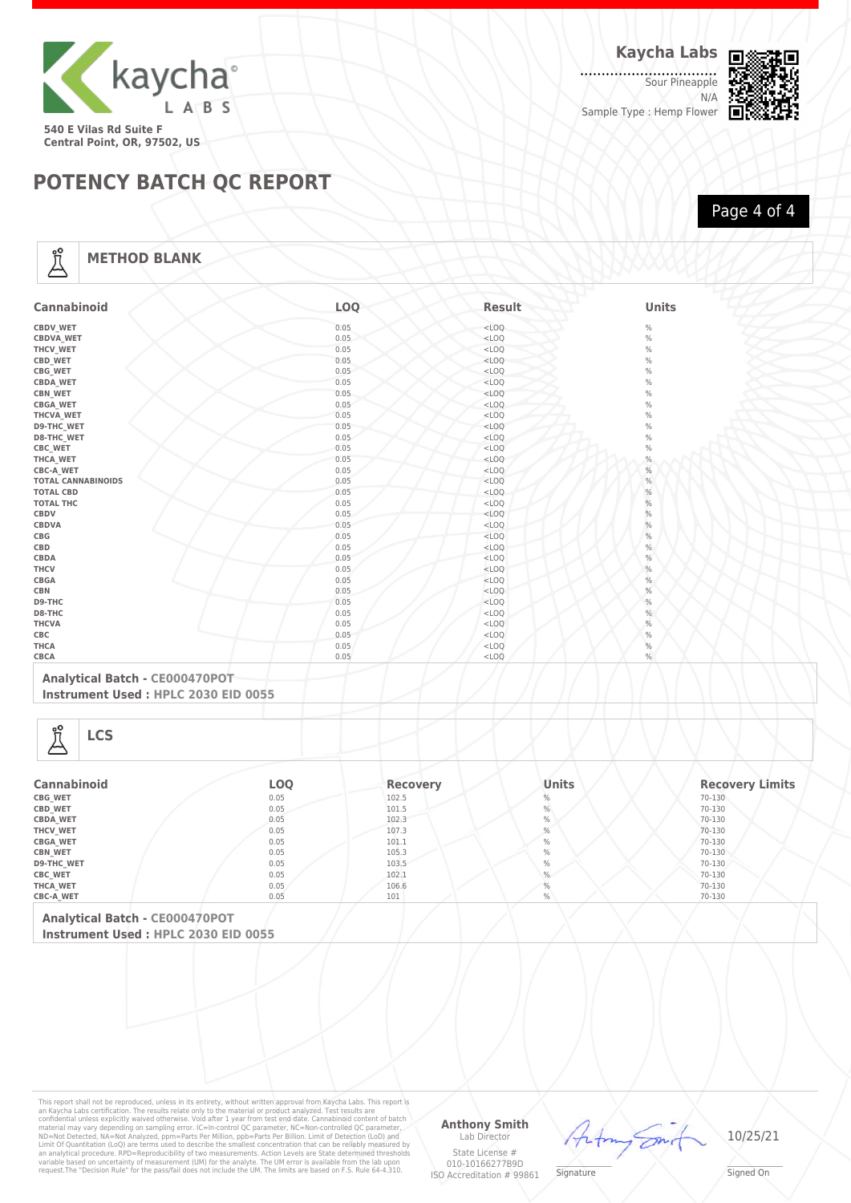kaycha LABS

540 E Vilas Rd Suite F
Central Point, OR, 97502, US

**Kaycha Labs**

Sour Pineapple
N/A
Sample Type : Hemp Flower

# POTENCY BATCH QC REPORT

## METHOD BLANK

| Cannabinoid | LOQ | Result | Units |
|---|---|---|---|
| CBDV_WET | 0.05 | <LOQ | % |
| CBDVA_WET | 0.05 | <LOQ | % |
| THCV_WET | 0.05 | <LOQ | % |
| CBD_WET | 0.05 | <LOQ | % |
| CBG_WET | 0.05 | <LOQ | % |
| CBDA_WET | 0.05 | <LOQ | % |
| CBN_WET | 0.05 | <LOQ | % |
| CBGA_WET | 0.05 | <LOQ | % |
| THCVA_WET | 0.05 | <LOQ | % |
| D9-THC_WET | 0.05 | <LOQ | % |
| D8-THC_WET | 0.05 | <LOQ | % |
| CBC_WET | 0.05 | <LOQ | % |
| THCA_WET | 0.05 | <LOQ | % |
| CBC-A_WET | 0.05 | <LOQ | % |
| TOTAL CANNABINOIDS | 0.05 | <LOQ | % |
| TOTAL CBD | 0.05 | <LOQ | % |
| TOTAL THC | 0.05 | <LOQ | % |
| CBDV | 0.05 | <LOQ | % |
| CBDVA | 0.05 | <LOQ | % |
| CBG | 0.05 | <LOQ | % |
| CBD | 0.05 | <LOQ | % |
| CBDA | 0.05 | <LOQ | % |
| THCV | 0.05 | <LOQ | % |
| CBGA | 0.05 | <LOQ | % |
| CBN | 0.05 | <LOQ | % |
| D9-THC | 0.05 | <LOQ | % |
| D8-THC | 0.05 | <LOQ | % |
| THCVA | 0.05 | <LOQ | % |
| CBC | 0.05 | <LOQ | % |
| THCA | 0.05 | <LOQ | % |
| CBCA | 0.05 | <LOQ | % |

**Analytical Batch - CE000470POT**
**Instrument Used : HPLC 2030 EID 0055**

## LCS

| Cannabinoid | LOQ | Recovery | Units | Recovery Limits |
|---|---|---|---|---|
| CBG_WET | 0.05 | 102.5 | % | 70-130 |
| CBD_WET | 0.05 | 101.5 | % | 70-130 |
| CBDA_WET | 0.05 | 102.3 | % | 70-130 |
| THCV_WET | 0.05 | 107.3 | % | 70-130 |
| CBGA_WET | 0.05 | 101.1 | % | 70-130 |
| CBN_WET | 0.05 | 105.3 | % | 70-130 |
| D9-THC_WET | 0.05 | 103.5 | % | 70-130 |
| CBC_WET | 0.05 | 102.1 | % | 70-130 |
| THCA_WET | 0.05 | 106.6 | % | 70-130 |
| CBC-A_WET | 0.05 | 101 | % | 70-130 |

**Analytical Batch - CE000470POT**
**Instrument Used : HPLC 2030 EID 0055**

This report shall not be reproduced, unless in its entirety, without written approval from Kaycha Labs. This report is an Kaycha Labs certification. The results relate only to the material or product analyzed. Test results are confidential unless explicitly waived otherwise. Void after 1 year from test end date. Cannabinoid content of batch material may vary depending on sampling error. IC=In-control QC parameter, NC=Non-controlled QC parameter, ND=Not Detected, NA=Not Analyzed, ppm=Parts Per Million, ppb=Parts Per Billion. Limit of Detection (LoD) and Limit Of Quantitation (LoQ) are terms used to describe the smallest concentration that can be reliably measured by an analytical procedure. RPD=Reproducibility of two measurements. Action Levels are State determined thresholds variable based on uncertainty of measurement (UM) for the analyte. The UM error is available from the lab upon request.The "Decision Rule" for the pass/fail does not include the UM. The limits are based on F.S. Rule 64-4.310.

**Anthony Smith**
Lab Director
State License #
010-10166277B9D
ISO Accreditation # 99861

Signature

10/25/21
Signed On